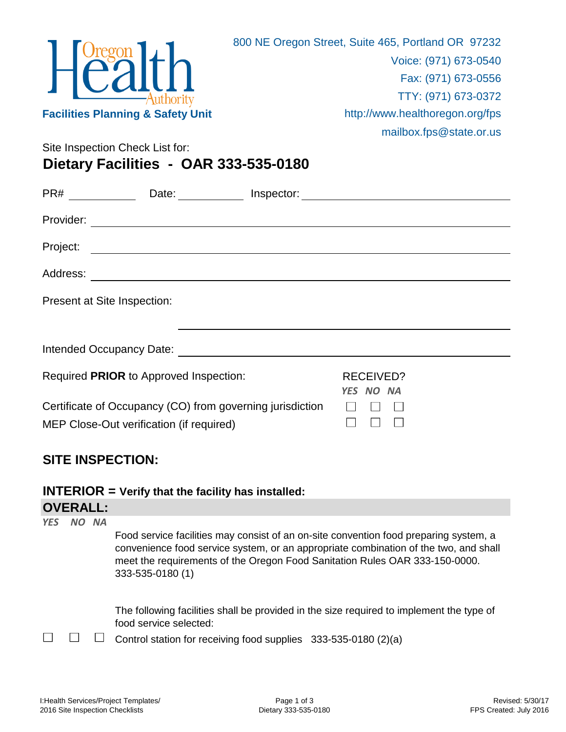Oregon Health Authority

**Facilities Planning & Safety Unit**

800 NE Oregon Street, Suite 465, Portland OR 97232
Voice: (971) 673-0540
Fax: (971) 673-0556
TTY: (971) 673-0372
http://www.healthoregon.org/fps
mailbox.fps@state.or.us

Site Inspection Check List for:

# Dietary Facilities - OAR 333-535-0180

PR# \_\_\_\_\_\_\_\_\_\_ Date: \_\_\_\_\_\_\_\_\_\_ Inspector: \_\_\_\_\_\_\_\_\_\_\_\_\_\_\_\_\_\_\_\_\_\_\_\_\_\_\_\_\_\_

Provider: \_\_\_\_\_\_\_\_\_\_\_\_\_\_\_\_\_\_\_\_\_\_\_\_\_\_\_\_\_\_\_\_\_\_\_\_\_\_\_\_\_\_\_\_\_\_\_\_

Project: \_\_\_\_\_\_\_\_\_\_\_\_\_\_\_\_\_\_\_\_\_\_\_\_\_\_\_\_\_\_\_\_\_\_\_\_\_\_\_\_\_\_\_\_\_\_\_\_

Address: \_\_\_\_\_\_\_\_\_\_\_\_\_\_\_\_\_\_\_\_\_\_\_\_\_\_\_\_\_\_\_\_\_\_\_\_\_\_\_\_\_\_\_\_\_\_\_\_

Present at Site Inspection:

\_\_\_\_\_\_\_\_\_\_\_\_\_\_\_\_\_\_\_\_\_\_\_\_\_\_\_\_\_\_\_\_\_\_\_\_\_\_\_\_\_\_\_\_\_\_\_\_

Intended Occupancy Date: \_\_\_\_\_\_\_\_\_\_\_\_\_\_\_\_\_\_\_\_\_\_\_\_\_\_\_\_\_\_\_\_\_\_\_\_

| Required **PRIOR** to Approved Inspection: | RECEIVED? *YES* | *NO* | *NA* |
|---|---|---|---|
| Certificate of Occupancy (CO) from governing jurisdiction | ☐ | ☐ | ☐ |
| MEP Close-Out verification (if required) | ☐ | ☐ | ☐ |

## SITE INSPECTION:

### INTERIOR = Verify that the facility has installed:

### OVERALL:

| *YES* | *NO* | *NA* | |
|---|---|---|---|
| | | | Food service facilities may consist of an on-site convention food preparing system, a convenience food service system, or an appropriate combination of the two, and shall meet the requirements of the Oregon Food Sanitation Rules OAR 333-150-0000. 333-535-0180 (1) |
| | | | The following facilities shall be provided in the size required to implement the type of food service selected: |
| ☐ | ☐ | ☐ | Control station for receiving food supplies 333-535-0180 (2)(a) |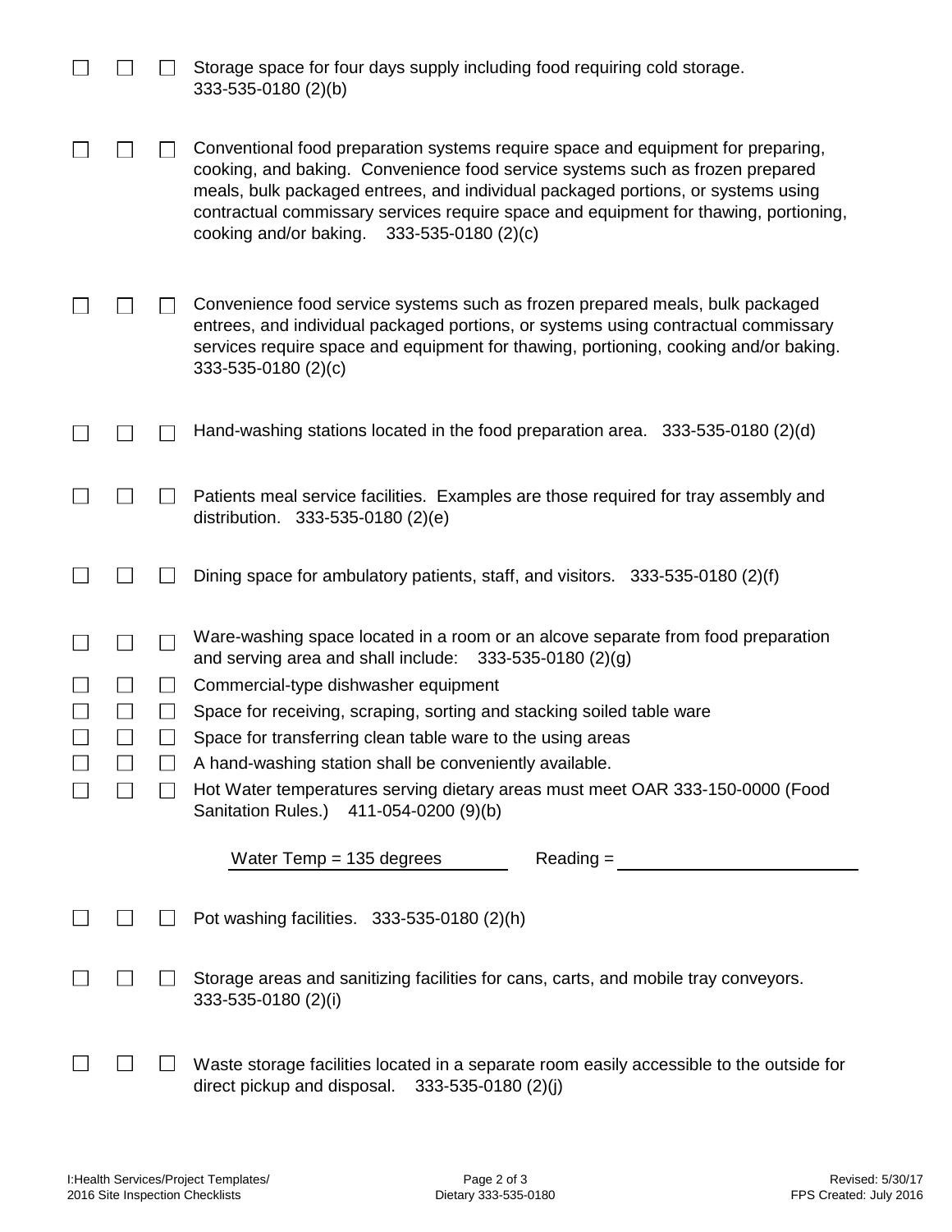☐ ☐ ☐ Storage space for four days supply including food requiring cold storage. 333-535-0180 (2)(b)

☐ ☐ ☐ Conventional food preparation systems require space and equipment for preparing, cooking, and baking. Convenience food service systems such as frozen prepared meals, bulk packaged entrees, and individual packaged portions, or systems using contractual commissary services require space and equipment for thawing, portioning, cooking and/or baking. 333-535-0180 (2)(c)

☐ ☐ ☐ Convenience food service systems such as frozen prepared meals, bulk packaged entrees, and individual packaged portions, or systems using contractual commissary services require space and equipment for thawing, portioning, cooking and/or baking. 333-535-0180 (2)(c)

☐ ☐ ☐ Hand-washing stations located in the food preparation area. 333-535-0180 (2)(d)

☐ ☐ ☐ Patients meal service facilities. Examples are those required for tray assembly and distribution. 333-535-0180 (2)(e)

☐ ☐ ☐ Dining space for ambulatory patients, staff, and visitors. 333-535-0180 (2)(f)

☐ ☐ ☐ Ware-washing space located in a room or an alcove separate from food preparation and serving area and shall include: 333-535-0180 (2)(g)

☐ ☐ ☐ Commercial-type dishwasher equipment

☐ ☐ ☐ Space for receiving, scraping, sorting and stacking soiled table ware

☐ ☐ ☐ Space for transferring clean table ware to the using areas

☐ ☐ ☐ A hand-washing station shall be conveniently available.

☐ ☐ ☐ Hot Water temperatures serving dietary areas must meet OAR 333-150-0000 (Food Sanitation Rules.) 411-054-0200 (9)(b)

Water Temp = 135 degrees    Reading = ____________________

☐ ☐ ☐ Pot washing facilities. 333-535-0180 (2)(h)

☐ ☐ ☐ Storage areas and sanitizing facilities for cans, carts, and mobile tray conveyors. 333-535-0180 (2)(i)

☐ ☐ ☐ Waste storage facilities located in a separate room easily accessible to the outside for direct pickup and disposal. 333-535-0180 (2)(j)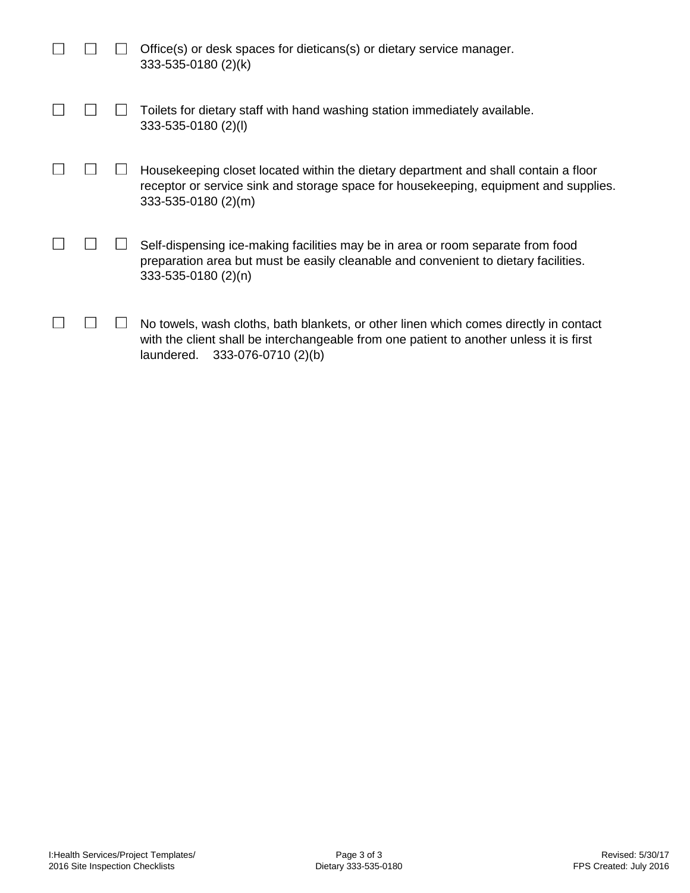☐ ☐ ☐ Office(s) or desk spaces for dieticans(s) or dietary service manager.
333-535-0180 (2)(k)

☐ ☐ ☐ Toilets for dietary staff with hand washing station immediately available.
333-535-0180 (2)(l)

☐ ☐ ☐ Housekeeping closet located within the dietary department and shall contain a floor receptor or service sink and storage space for housekeeping, equipment and supplies.
333-535-0180 (2)(m)

☐ ☐ ☐ Self-dispensing ice-making facilities may be in area or room separate from food preparation area but must be easily cleanable and convenient to dietary facilities.
333-535-0180 (2)(n)

☐ ☐ ☐ No towels, wash cloths, bath blankets, or other linen which comes directly in contact with the client shall be interchangeable from one patient to another unless it is first laundered. 333-076-0710 (2)(b)